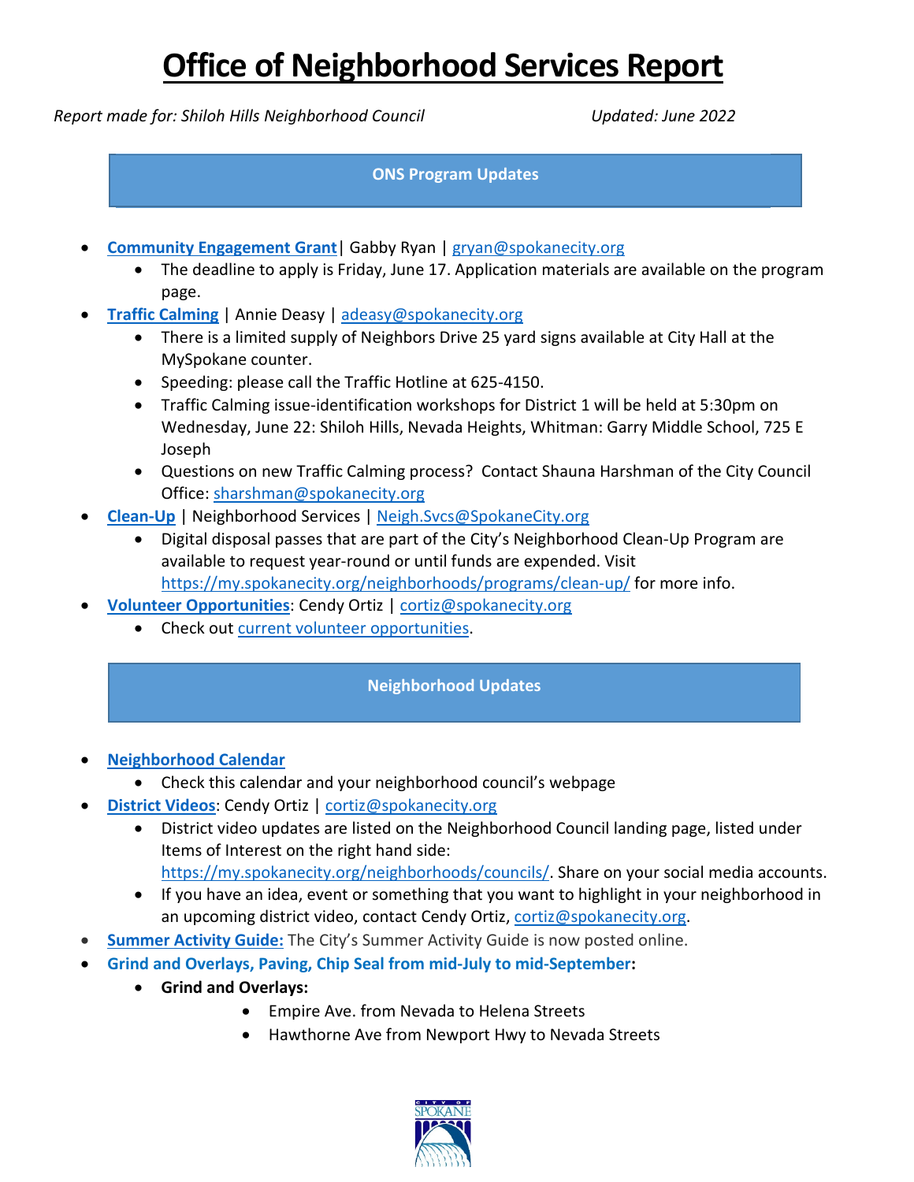# Office of Neighborhood Services Report

*Report made for: Shiloh Hills Neighborhood Council* *Updated: June 2022*

## ONS Program Updates

- **Community Engagement Grant** | Gabby Ryan | gryan@spokanecity.org
  - The deadline to apply is Friday, June 17. Application materials are available on the program page.
- **Traffic Calming** | Annie Deasy | adeasy@spokanecity.org
  - There is a limited supply of Neighbors Drive 25 yard signs available at City Hall at the MySpokane counter.
  - Speeding: please call the Traffic Hotline at 625-4150.
  - Traffic Calming issue-identification workshops for District 1 will be held at 5:30pm on Wednesday, June 22: Shiloh Hills, Nevada Heights, Whitman: Garry Middle School, 725 E Joseph
  - Questions on new Traffic Calming process? Contact Shauna Harshman of the City Council Office: sharshman@spokanecity.org
- **Clean-Up** | Neighborhood Services | Neigh.Svcs@SpokaneCity.org
  - Digital disposal passes that are part of the City's Neighborhood Clean-Up Program are available to request year-round or until funds are expended. Visit https://my.spokanecity.org/neighborhoods/programs/clean-up/ for more info.
- **Volunteer Opportunities**: Cendy Ortiz | cortiz@spokanecity.org
  - Check out current volunteer opportunities.

## Neighborhood Updates

- **Neighborhood Calendar**
  - Check this calendar and your neighborhood council's webpage
- **District Videos**: Cendy Ortiz | cortiz@spokanecity.org
  - District video updates are listed on the Neighborhood Council landing page, listed under Items of Interest on the right hand side: https://my.spokanecity.org/neighborhoods/councils/. Share on your social media accounts.
  - If you have an idea, event or something that you want to highlight in your neighborhood in an upcoming district video, contact Cendy Ortiz, cortiz@spokanecity.org.
- **Summer Activity Guide:** The City's Summer Activity Guide is now posted online.
- **Grind and Overlays, Paving, Chip Seal from mid-July to mid-September:**
  - **Grind and Overlays:**
    - Empire Ave. from Nevada to Helena Streets
    - Hawthorne Ave from Newport Hwy to Nevada Streets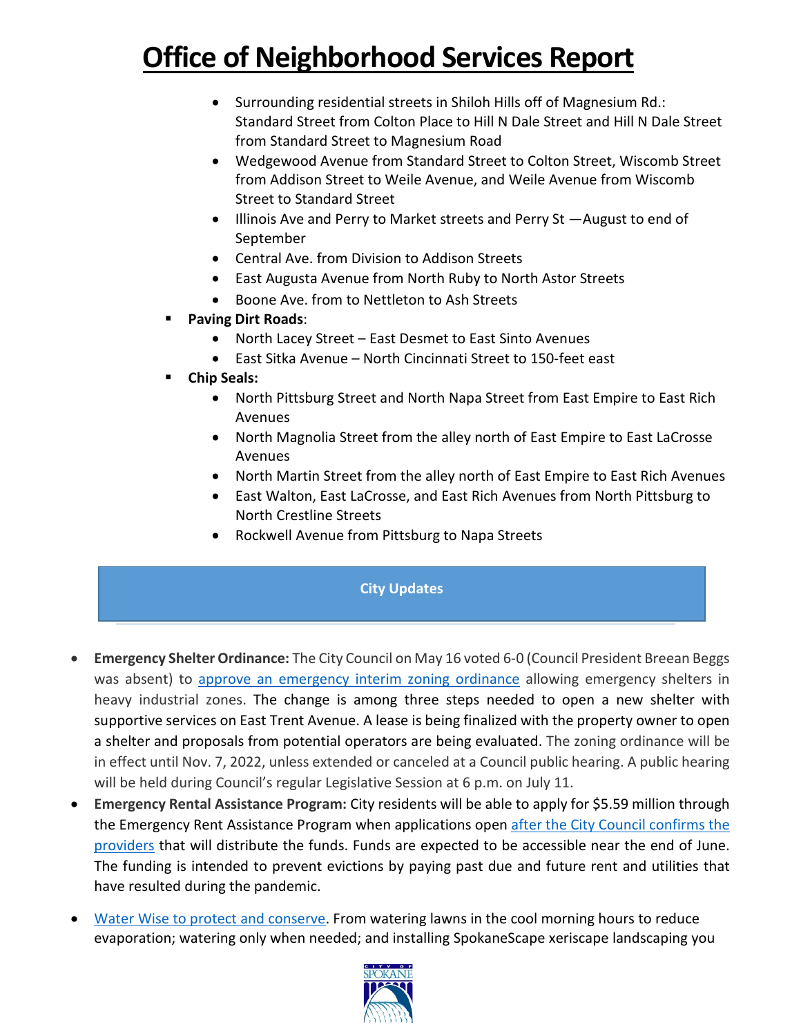- Surrounding residential streets in Shiloh Hills off of Magnesium Rd.: Standard Street from Colton Place to Hill N Dale Street and Hill N Dale Street from Standard Street to Magnesium Road
- Wedgewood Avenue from Standard Street to Colton Street, Wiscomb Street from Addison Street to Weile Avenue, and Weile Avenue from Wiscomb Street to Standard Street
- Illinois Ave and Perry to Market streets and Perry St —August to end of September
- Central Ave. from Division to Addison Streets
- East Augusta Avenue from North Ruby to North Astor Streets
- Boone Ave. from to Nettleton to Ash Streets

- **Paving Dirt Roads**:
  - North Lacey Street – East Desmet to East Sinto Avenues
  - East Sitka Avenue – North Cincinnati Street to 150-feet east
- **Chip Seals:**
  - North Pittsburg Street and North Napa Street from East Empire to East Rich Avenues
  - North Magnolia Street from the alley north of East Empire to East LaCrosse Avenues
  - North Martin Street from the alley north of East Empire to East Rich Avenues
  - East Walton, East LaCrosse, and East Rich Avenues from North Pittsburg to North Crestline Streets
  - Rockwell Avenue from Pittsburg to Napa Streets

## City Updates

- **Emergency Shelter Ordinance:** The City Council on May 16 voted 6-0 (Council President Breean Beggs was absent) to approve an emergency interim zoning ordinance allowing emergency shelters in heavy industrial zones. The change is among three steps needed to open a new shelter with supportive services on East Trent Avenue. A lease is being finalized with the property owner to open a shelter and proposals from potential operators are being evaluated. The zoning ordinance will be in effect until Nov. 7, 2022, unless extended or canceled at a Council public hearing. A public hearing will be held during Council's regular Legislative Session at 6 p.m. on July 11.
- **Emergency Rental Assistance Program:** City residents will be able to apply for $5.59 million through the Emergency Rent Assistance Program when applications open after the City Council confirms the providers that will distribute the funds. Funds are expected to be accessible near the end of June. The funding is intended to prevent evictions by paying past due and future rent and utilities that have resulted during the pandemic.
- Water Wise to protect and conserve. From watering lawns in the cool morning hours to reduce evaporation; watering only when needed; and installing SpokaneScape xeriscape landscaping you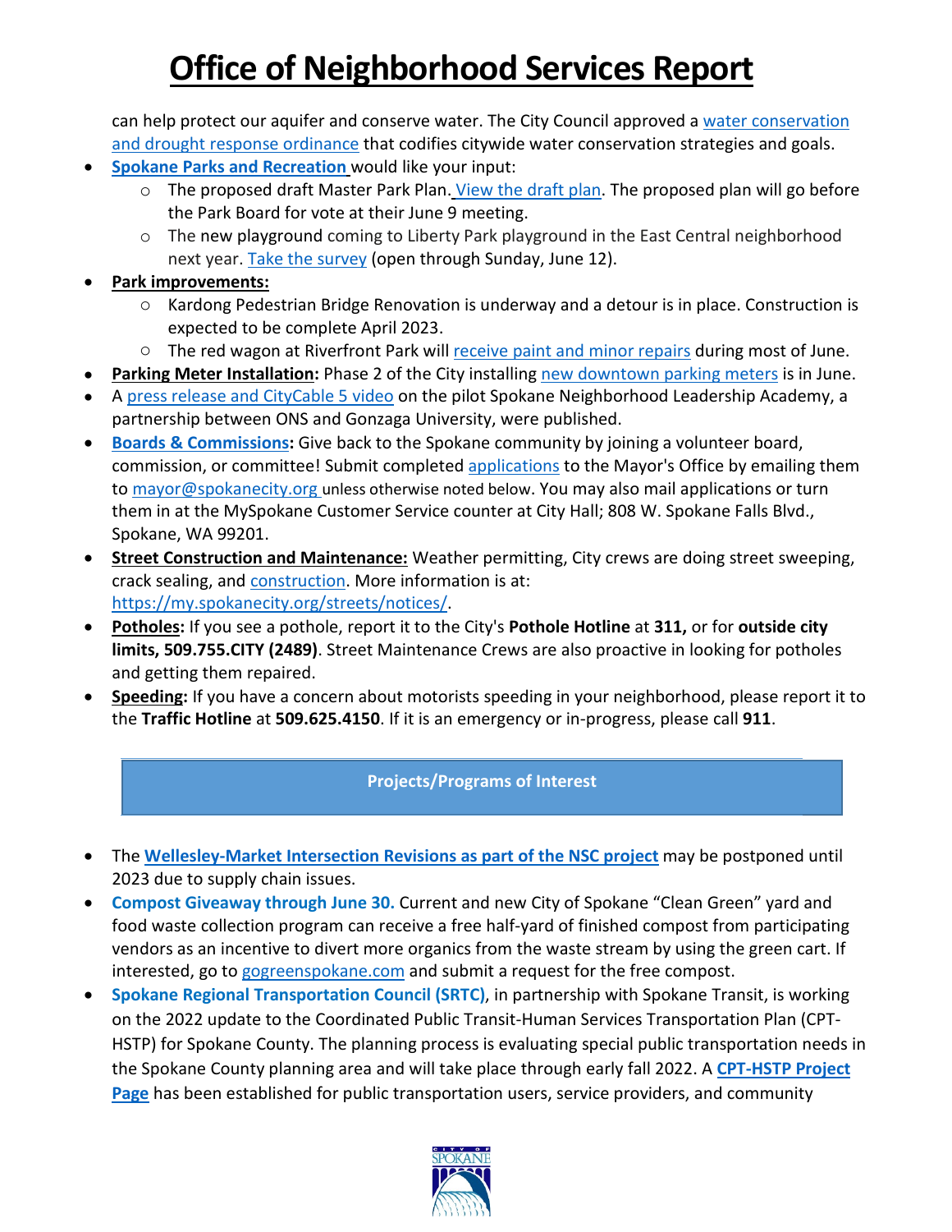can help protect our aquifer and conserve water. The City Council approved a water conservation and drought response ordinance that codifies citywide water conservation strategies and goals.

- **Spokane Parks and Recreation** would like your input:
  - The proposed draft Master Park Plan. View the draft plan. The proposed plan will go before the Park Board for vote at their June 9 meeting.
  - The new playground coming to Liberty Park playground in the East Central neighborhood next year. Take the survey (open through Sunday, June 12).
- **Park improvements:**
  - Kardong Pedestrian Bridge Renovation is underway and a detour is in place. Construction is expected to be complete April 2023.
  - The red wagon at Riverfront Park will receive paint and minor repairs during most of June.
- **Parking Meter Installation:** Phase 2 of the City installing new downtown parking meters is in June.
- A press release and CityCable 5 video on the pilot Spokane Neighborhood Leadership Academy, a partnership between ONS and Gonzaga University, were published.
- **Boards & Commissions:** Give back to the Spokane community by joining a volunteer board, commission, or committee! Submit completed applications to the Mayor's Office by emailing them to mayor@spokanecity.org unless otherwise noted below. You may also mail applications or turn them in at the MySpokane Customer Service counter at City Hall; 808 W. Spokane Falls Blvd., Spokane, WA 99201.
- **Street Construction and Maintenance:** Weather permitting, City crews are doing street sweeping, crack sealing, and construction. More information is at: https://my.spokanecity.org/streets/notices/.
- **Potholes:** If you see a pothole, report it to the City's **Pothole Hotline** at **311,** or for **outside city limits, 509.755.CITY (2489)**. Street Maintenance Crews are also proactive in looking for potholes and getting them repaired.
- **Speeding:** If you have a concern about motorists speeding in your neighborhood, please report it to the **Traffic Hotline** at **509.625.4150**. If it is an emergency or in-progress, please call **911**.

## Projects/Programs of Interest

- The **Wellesley-Market Intersection Revisions as part of the NSC project** may be postponed until 2023 due to supply chain issues.
- **Compost Giveaway through June 30.** Current and new City of Spokane "Clean Green" yard and food waste collection program can receive a free half-yard of finished compost from participating vendors as an incentive to divert more organics from the waste stream by using the green cart. If interested, go to gogreenspokane.com and submit a request for the free compost.
- **Spokane Regional Transportation Council (SRTC)**, in partnership with Spokane Transit, is working on the 2022 update to the Coordinated Public Transit-Human Services Transportation Plan (CPT-HSTP) for Spokane County. The planning process is evaluating special public transportation needs in the Spokane County planning area and will take place through early fall 2022. A **CPT-HSTP Project Page** has been established for public transportation users, service providers, and community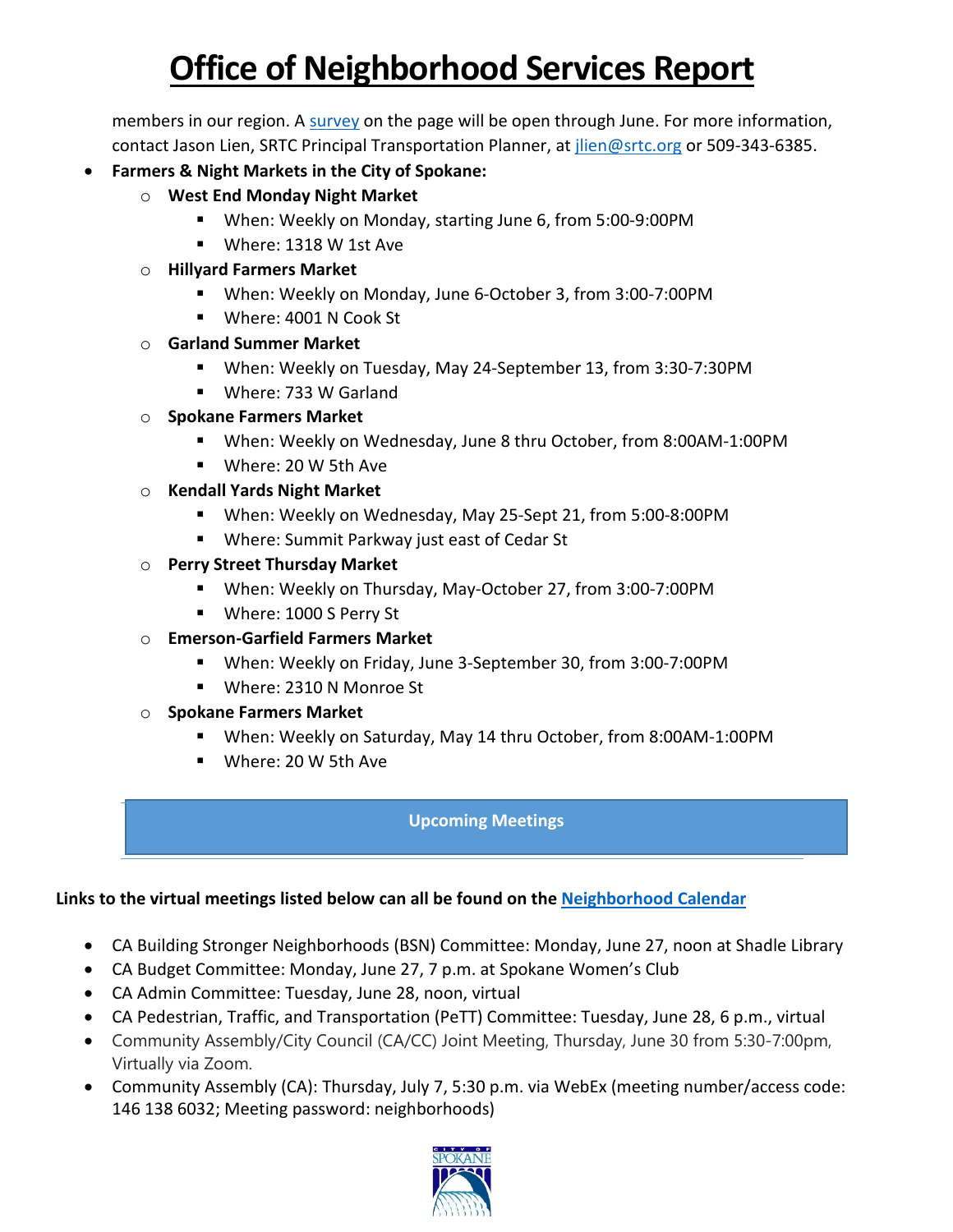# Office of Neighborhood Services Report

members in our region. A [survey](#) on the page will be open through June. For more information, contact Jason Lien, SRTC Principal Transportation Planner, at [jlien@srtc.org](mailto:jlien@srtc.org) or 509-343-6385.

- **Farmers & Night Markets in the City of Spokane:**
  - **West End Monday Night Market**
    - When: Weekly on Monday, starting June 6, from 5:00-9:00PM
    - Where: 1318 W 1st Ave
  - **Hillyard Farmers Market**
    - When: Weekly on Monday, June 6-October 3, from 3:00-7:00PM
    - Where: 4001 N Cook St
  - **Garland Summer Market**
    - When: Weekly on Tuesday, May 24-September 13, from 3:30-7:30PM
    - Where: 733 W Garland
  - **Spokane Farmers Market**
    - When: Weekly on Wednesday, June 8 thru October, from 8:00AM-1:00PM
    - Where: 20 W 5th Ave
  - **Kendall Yards Night Market**
    - When: Weekly on Wednesday, May 25-Sept 21, from 5:00-8:00PM
    - Where: Summit Parkway just east of Cedar St
  - **Perry Street Thursday Market**
    - When: Weekly on Thursday, May-October 27, from 3:00-7:00PM
    - Where: 1000 S Perry St
  - **Emerson-Garfield Farmers Market**
    - When: Weekly on Friday, June 3-September 30, from 3:00-7:00PM
    - Where: 2310 N Monroe St
  - **Spokane Farmers Market**
    - When: Weekly on Saturday, May 14 thru October, from 8:00AM-1:00PM
    - Where: 20 W 5th Ave

## Upcoming Meetings

**Links to the virtual meetings listed below can all be found on the [Neighborhood Calendar](#)**

- CA Building Stronger Neighborhoods (BSN) Committee: Monday, June 27, noon at Shadle Library
- CA Budget Committee: Monday, June 27, 7 p.m. at Spokane Women's Club
- CA Admin Committee: Tuesday, June 28, noon, virtual
- CA Pedestrian, Traffic, and Transportation (PeTT) Committee: Tuesday, June 28, 6 p.m., virtual
- Community Assembly/City Council (CA/CC) Joint Meeting, Thursday, June 30 from 5:30-7:00pm, Virtually via Zoom.
- Community Assembly (CA): Thursday, July 7, 5:30 p.m. via WebEx (meeting number/access code: 146 138 6032; Meeting password: neighborhoods)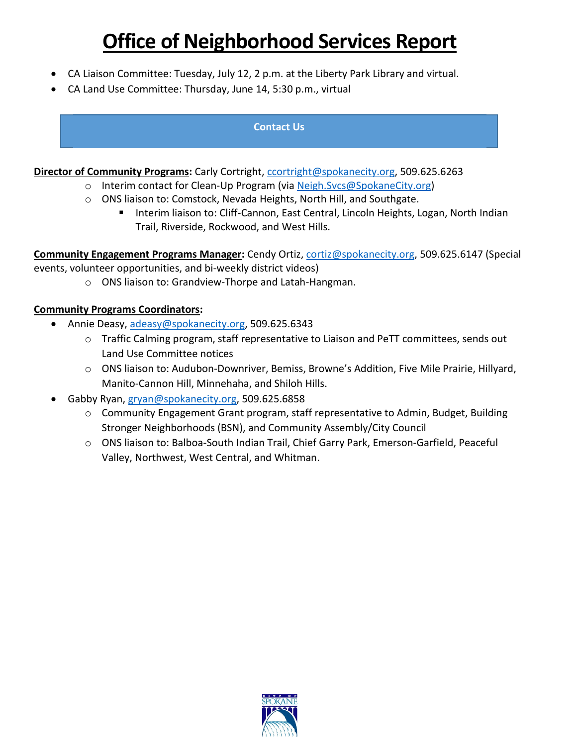# Office of Neighborhood Services Report

- CA Liaison Committee: Tuesday, July 12, 2 p.m. at the Liberty Park Library and virtual.
- CA Land Use Committee: Thursday, June 14, 5:30 p.m., virtual

## Contact Us

**Director of Community Programs:** Carly Cortright, ccortright@spokanecity.org, 509.625.6263

- Interim contact for Clean-Up Program (via Neigh.Svcs@SpokaneCity.org)
- ONS liaison to: Comstock, Nevada Heights, North Hill, and Southgate.
  - Interim liaison to: Cliff-Cannon, East Central, Lincoln Heights, Logan, North Indian Trail, Riverside, Rockwood, and West Hills.

**Community Engagement Programs Manager:** Cendy Ortiz, cortiz@spokanecity.org, 509.625.6147 (Special events, volunteer opportunities, and bi-weekly district videos)

- ONS liaison to: Grandview-Thorpe and Latah-Hangman.

**Community Programs Coordinators:**

- Annie Deasy, adeasy@spokanecity.org, 509.625.6343
  - Traffic Calming program, staff representative to Liaison and PeTT committees, sends out Land Use Committee notices
  - ONS liaison to: Audubon-Downriver, Bemiss, Browne's Addition, Five Mile Prairie, Hillyard, Manito-Cannon Hill, Minnehaha, and Shiloh Hills.
- Gabby Ryan, gryan@spokanecity.org, 509.625.6858
  - Community Engagement Grant program, staff representative to Admin, Budget, Building Stronger Neighborhoods (BSN), and Community Assembly/City Council
  - ONS liaison to: Balboa-South Indian Trail, Chief Garry Park, Emerson-Garfield, Peaceful Valley, Northwest, West Central, and Whitman.